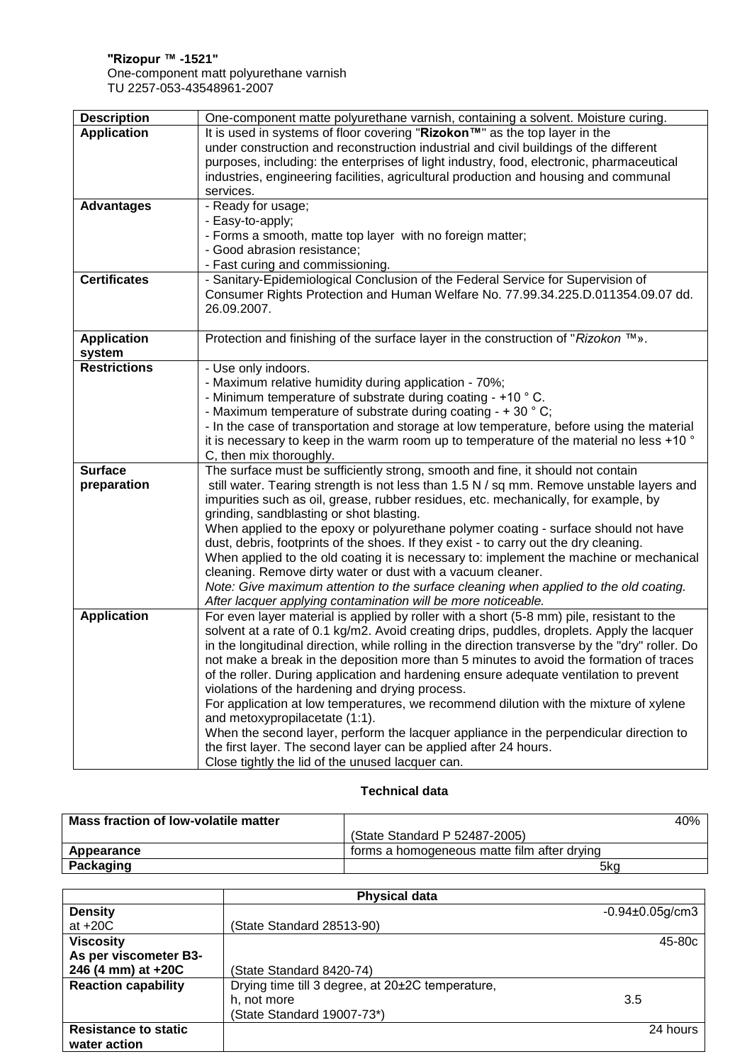**"Rizopur ™ -1521"**
One-component matt polyurethane varnish
TU 2257-053-43548961-2007

| **Description** | One-component matte polyurethane varnish, containing a solvent. Moisture curing. |
|---|---|
| **Application** | It is used in systems of floor covering "**Rizokon™**" as the top layer in the under construction and reconstruction industrial and civil buildings of the different purposes, including: the enterprises of light industry, food, electronic, pharmaceutical industries, engineering facilities, agricultural production and housing and communal services. |
| **Advantages** | - Ready for usage;<br>- Easy-to-apply;<br>- Forms a smooth, matte top layer with no foreign matter;<br>- Good abrasion resistance;<br>- Fast curing and commissioning. |
| **Certificates** | - Sanitary-Epidemiological Conclusion of the Federal Service for Supervision of Consumer Rights Protection and Human Welfare No. 77.99.34.225.D.011354.09.07 dd. 26.09.2007. |
| **Application system** | Protection and finishing of the surface layer in the construction of "*Rizokon* ™». |
| **Restrictions** | - Use only indoors.<br>- Maximum relative humidity during application - 70%;<br>- Minimum temperature of substrate during coating - +10 ° C.<br>- Maximum temperature of substrate during coating - + 30 ° C;<br>- In the case of transportation and storage at low temperature, before using the material it is necessary to keep in the warm room up to temperature of the material no less +10 ° C, then mix thoroughly. |
| **Surface preparation** | The surface must be sufficiently strong, smooth and fine, it should not contain still water. Tearing strength is not less than 1.5 N / sq mm. Remove unstable layers and impurities such as oil, grease, rubber residues, etc. mechanically, for example, by grinding, sandblasting or shot blasting.<br>When applied to the epoxy or polyurethane polymer coating - surface should not have dust, debris, footprints of the shoes. If they exist - to carry out the dry cleaning.<br>When applied to the old coating it is necessary to: implement the machine or mechanical cleaning. Remove dirty water or dust with a vacuum cleaner.<br>*Note: Give maximum attention to the surface cleaning when applied to the old coating. After lacquer applying contamination will be more noticeable.* |
| **Application** | For even layer material is applied by roller with a short (5-8 mm) pile, resistant to the solvent at a rate of 0.1 kg/m2. Avoid creating drips, puddles, droplets. Apply the lacquer in the longitudinal direction, while rolling in the direction transverse by the "dry" roller. Do not make a break in the deposition more than 5 minutes to avoid the formation of traces of the roller. During application and hardening ensure adequate ventilation to prevent violations of the hardening and drying process.<br>For application at low temperatures, we recommend dilution with the mixture of xylene and metoxypropilacetate (1:1).<br>When the second layer, perform the lacquer appliance in the perpendicular direction to the first layer. The second layer can be applied after 24 hours.<br>Close tightly the lid of the unused lacquer can. |

**Technical data**

| **Mass fraction of low-volatile matter** | 40% (State Standard P 52487-2005) |
|---|---|
| **Appearance** | forms a homogeneous matte film after drying |
| **Packaging** | 5kg |

| | **Physical data** | |
|---|---|---|
| **Density** at +20C | (State Standard 28513-90) | -0.94±0.05g/cm3 |
| **Viscosity** As per viscometer B3-246 (4 mm) at +20C | (State Standard 8420-74) | 45-80c |
| **Reaction capability** | Drying time till 3 degree, at 20±2C temperature, h, not more (State Standard 19007-73*) | 3.5 |
| **Resistance to static water action** | | 24 hours |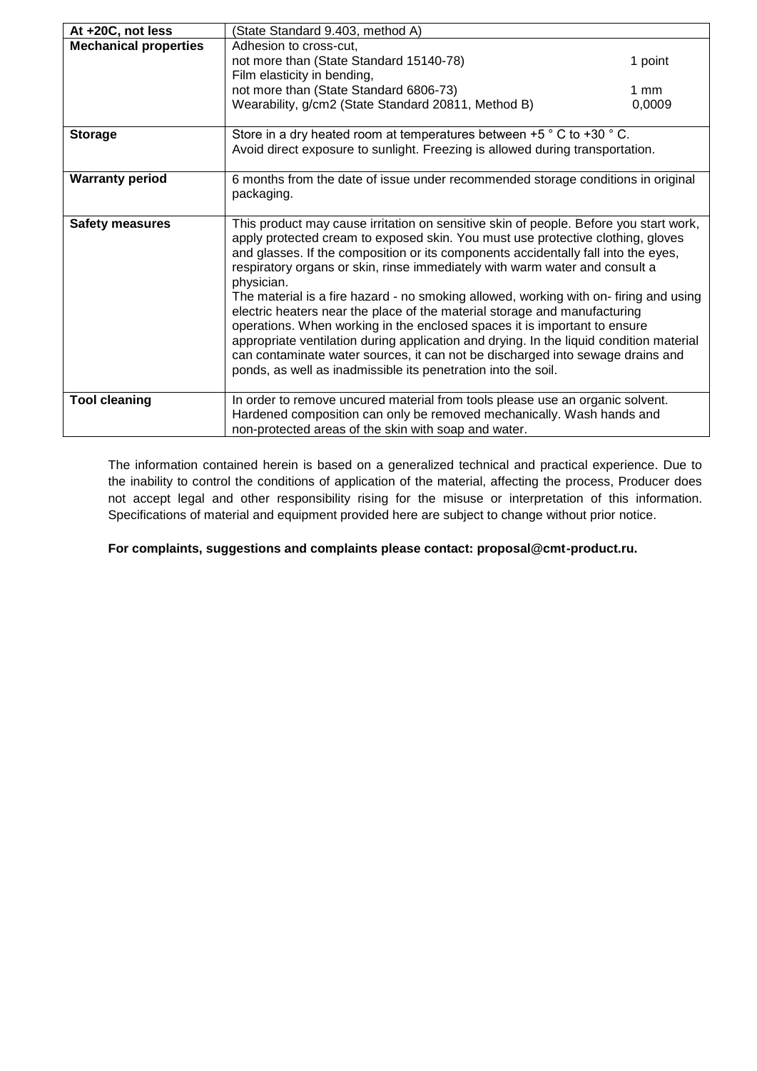| | |
|---|---|
| **At +20C, not less** | (State Standard 9.403, method A) |
| **Mechanical properties** | Adhesion to cross-cut, not more than (State Standard 15140-78) 1 point<br>Film elasticity in bending, not more than (State Standard 6806-73) 1 mm<br>Wearability, g/cm2 (State Standard 20811, Method B) 0,0009 |
| **Storage** | Store in a dry heated room at temperatures between +5 ° C to +30 ° C.<br>Avoid direct exposure to sunlight. Freezing is allowed during transportation. |
| **Warranty period** | 6 months from the date of issue under recommended storage conditions in original packaging. |
| **Safety measures** | This product may cause irritation on sensitive skin of people. Before you start work, apply protected cream to exposed skin. You must use protective clothing, gloves and glasses. If the composition or its components accidentally fall into the eyes, respiratory organs or skin, rinse immediately with warm water and consult a physician.<br>The material is a fire hazard - no smoking allowed, working with on- firing and using electric heaters near the place of the material storage and manufacturing operations. When working in the enclosed spaces it is important to ensure appropriate ventilation during application and drying. In the liquid condition material can contaminate water sources, it can not be discharged into sewage drains and ponds, as well as inadmissible its penetration into the soil. |
| **Tool cleaning** | In order to remove uncured material from tools please use an organic solvent. Hardened composition can only be removed mechanically. Wash hands and non-protected areas of the skin with soap and water. |

The information contained herein is based on a generalized technical and practical experience. Due to the inability to control the conditions of application of the material, affecting the process, Producer does not accept legal and other responsibility rising for the misuse or interpretation of this information. Specifications of material and equipment provided here are subject to change without prior notice.

**For complaints, suggestions and complaints please contact: proposal@cmt-product.ru.**